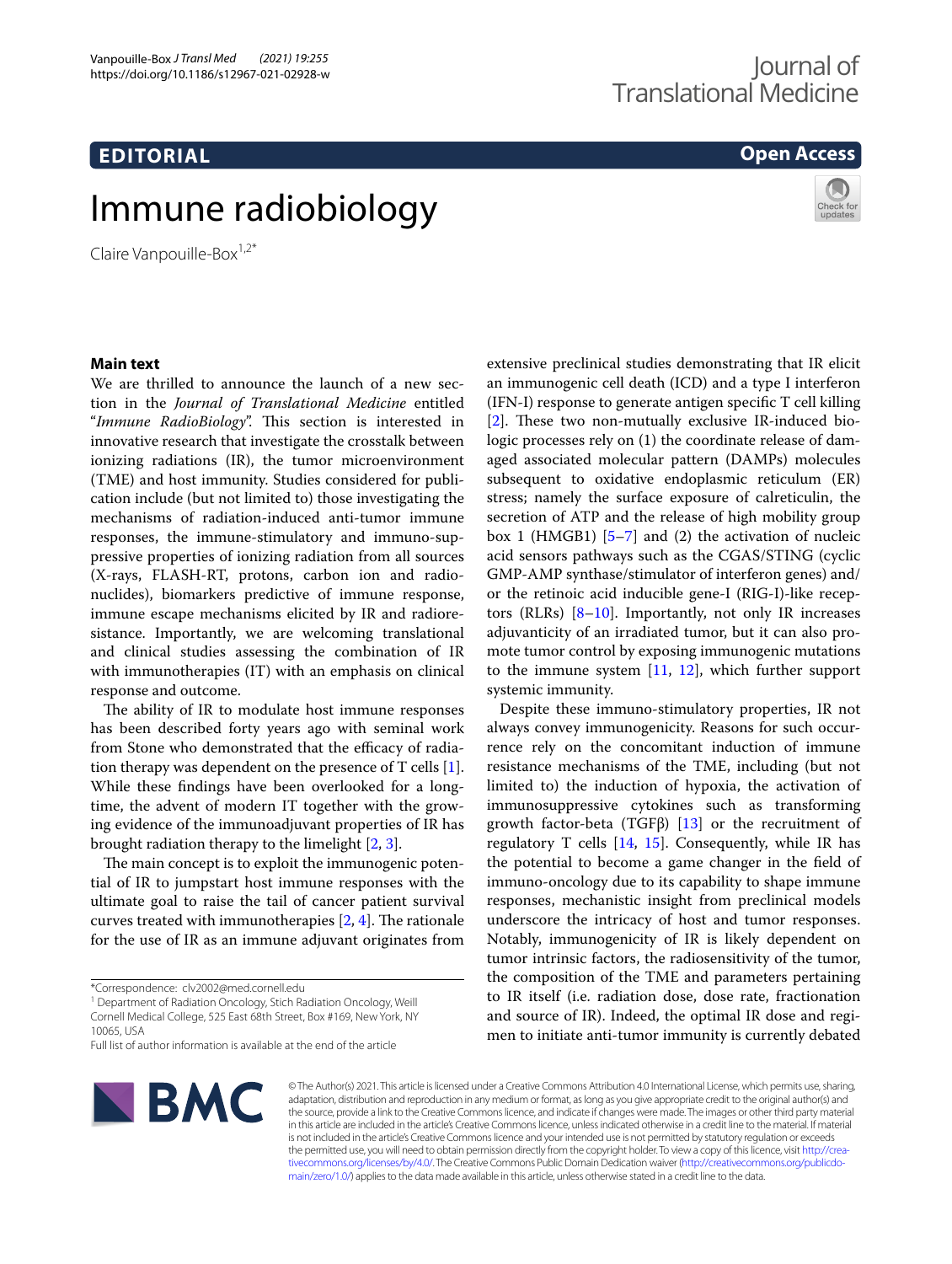# EDITORIAL

**Open Access**

# Immune radiobiology

Claire Vanpouille-Box[1,2*]

## Main text

We are thrilled to announce the launch of a new section in the *Journal of Translational Medicine* entitled "*Immune RadioBiology*". This section is interested in innovative research that investigate the crosstalk between ionizing radiations (IR), the tumor microenvironment (TME) and host immunity. Studies considered for publication include (but not limited to) those investigating the mechanisms of radiation-induced anti-tumor immune responses, the immune-stimulatory and immuno-suppressive properties of ionizing radiation from all sources (X-rays, FLASH-RT, protons, carbon ion and radionuclides), biomarkers predictive of immune response, immune escape mechanisms elicited by IR and radioresistance. Importantly, we are welcoming translational and clinical studies assessing the combination of IR with immunotherapies (IT) with an emphasis on clinical response and outcome.

The ability of IR to modulate host immune responses has been described forty years ago with seminal work from Stone who demonstrated that the efficacy of radiation therapy was dependent on the presence of T cells [1]. While these findings have been overlooked for a long-time, the advent of modern IT together with the growing evidence of the immunoadjuvant properties of IR has brought radiation therapy to the limelight [2, 3].

The main concept is to exploit the immunogenic potential of IR to jumpstart host immune responses with the ultimate goal to raise the tail of cancer patient survival curves treated with immunotherapies [2, 4]. The rationale for the use of IR as an immune adjuvant originates from extensive preclinical studies demonstrating that IR elicit an immunogenic cell death (ICD) and a type I interferon (IFN-I) response to generate antigen specific T cell killing [2]. These two non-mutually exclusive IR-induced biologic processes rely on (1) the coordinate release of damaged associated molecular pattern (DAMPs) molecules subsequent to oxidative endoplasmic reticulum (ER) stress; namely the surface exposure of calreticulin, the secretion of ATP and the release of high mobility group box 1 (HMGB1) [5–7] and (2) the activation of nucleic acid sensors pathways such as the CGAS/STING (cyclic GMP-AMP synthase/stimulator of interferon genes) and/or the retinoic acid inducible gene-I (RIG-I)-like receptors (RLRs) [8–10]. Importantly, not only IR increases adjuvanticity of an irradiated tumor, but it can also promote tumor control by exposing immunogenic mutations to the immune system [11, 12], which further support systemic immunity.

Despite these immuno-stimulatory properties, IR not always convey immunogenicity. Reasons for such occurrence rely on the concomitant induction of immune resistance mechanisms of the TME, including (but not limited to) the induction of hypoxia, the activation of immunosuppressive cytokines such as transforming growth factor-beta (TGFβ) [13] or the recruitment of regulatory T cells [14, 15]. Consequently, while IR has the potential to become a game changer in the field of immuno-oncology due to its capability to shape immune responses, mechanistic insight from preclinical models underscore the intricacy of host and tumor responses. Notably, immunogenicity of IR is likely dependent on tumor intrinsic factors, the radiosensitivity of the tumor, the composition of the TME and parameters pertaining to IR itself (i.e. radiation dose, dose rate, fractionation and source of IR). Indeed, the optimal IR dose and regimen to initiate anti-tumor immunity is currently debated

*Correspondence: clv2002@med.cornell.edu

[1] Department of Radiation Oncology, Stich Radiation Oncology, Weill Cornell Medical College, 525 East 68th Street, Box #169, New York, NY 10065, USA

Full list of author information is available at the end of the article

© The Author(s) 2021. This article is licensed under a Creative Commons Attribution 4.0 International License, which permits use, sharing, adaptation, distribution and reproduction in any medium or format, as long as you give appropriate credit to the original author(s) and the source, provide a link to the Creative Commons licence, and indicate if changes were made. The images or other third party material in this article are included in the article's Creative Commons licence, unless indicated otherwise in a credit line to the material. If material is not included in the article's Creative Commons licence and your intended use is not permitted by statutory regulation or exceeds the permitted use, you will need to obtain permission directly from the copyright holder. To view a copy of this licence, visit http://creativecommons.org/licenses/by/4.0/. The Creative Commons Public Domain Dedication waiver (http://creativecommons.org/publicdomain/zero/1.0/) applies to the data made available in this article, unless otherwise stated in a credit line to the data.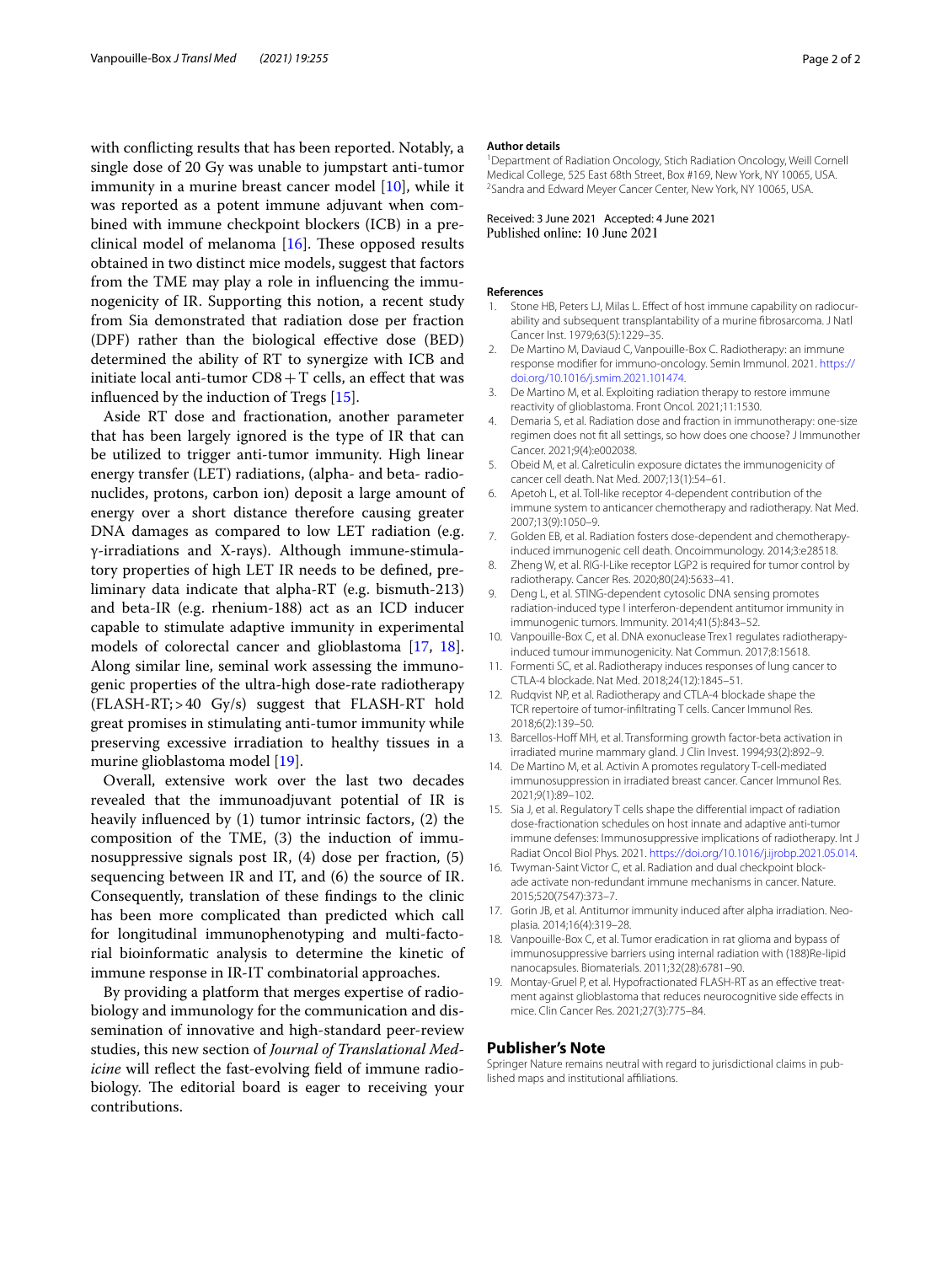with conflicting results that has been reported. Notably, a single dose of 20 Gy was unable to jumpstart anti-tumor immunity in a murine breast cancer model [10], while it was reported as a potent immune adjuvant when combined with immune checkpoint blockers (ICB) in a preclinical model of melanoma [16]. These opposed results obtained in two distinct mice models, suggest that factors from the TME may play a role in influencing the immunogenicity of IR. Supporting this notion, a recent study from Sia demonstrated that radiation dose per fraction (DPF) rather than the biological effective dose (BED) determined the ability of RT to synergize with ICB and initiate local anti-tumor CD8 + T cells, an effect that was influenced by the induction of Tregs [15].

Aside RT dose and fractionation, another parameter that has been largely ignored is the type of IR that can be utilized to trigger anti-tumor immunity. High linear energy transfer (LET) radiations, (alpha- and beta- radionuclides, protons, carbon ion) deposit a large amount of energy over a short distance therefore causing greater DNA damages as compared to low LET radiation (e.g. γ-irradiations and X-rays). Although immune-stimulatory properties of high LET IR needs to be defined, preliminary data indicate that alpha-RT (e.g. bismuth-213) and beta-IR (e.g. rhenium-188) act as an ICD inducer capable to stimulate adaptive immunity in experimental models of colorectal cancer and glioblastoma [17, 18]. Along similar line, seminal work assessing the immunogenic properties of the ultra-high dose-rate radiotherapy (FLASH-RT; > 40 Gy/s) suggest that FLASH-RT hold great promises in stimulating anti-tumor immunity while preserving excessive irradiation to healthy tissues in a murine glioblastoma model [19].

Overall, extensive work over the last two decades revealed that the immunoadjuvant potential of IR is heavily influenced by (1) tumor intrinsic factors, (2) the composition of the TME, (3) the induction of immunosuppressive signals post IR, (4) dose per fraction, (5) sequencing between IR and IT, and (6) the source of IR. Consequently, translation of these findings to the clinic has been more complicated than predicted which call for longitudinal immunophenotyping and multi-factorial bioinformatic analysis to determine the kinetic of immune response in IR-IT combinatorial approaches.

By providing a platform that merges expertise of radiobiology and immunology for the communication and dissemination of innovative and high-standard peer-review studies, this new section of *Journal of Translational Medicine* will reflect the fast-evolving field of immune radiobiology. The editorial board is eager to receiving your contributions.

**Author details**

[1] Department of Radiation Oncology, Stich Radiation Oncology, Weill Cornell Medical College, 525 East 68th Street, Box #169, New York, NY 10065, USA. [2] Sandra and Edward Meyer Cancer Center, New York, NY 10065, USA.

Received: 3 June 2021 Accepted: 4 June 2021
Published online: 10 June 2021

**References**

1. Stone HB, Peters LJ, Milas L. Effect of host immune capability on radiocurability and subsequent transplantability of a murine fibrosarcoma. J Natl Cancer Inst. 1979;63(5):1229–35.
2. De Martino M, Daviaud C, Vanpouille-Box C. Radiotherapy: an immune response modifier for immuno-oncology. Semin Immunol. 2021. https://doi.org/10.1016/j.smim.2021.101474.
3. De Martino M, et al. Exploiting radiation therapy to restore immune reactivity of glioblastoma. Front Oncol. 2021;11:1530.
4. Demaria S, et al. Radiation dose and fraction in immunotherapy: one-size regimen does not fit all settings, so how does one choose? J Immunother Cancer. 2021;9(4):e002038.
5. Obeid M, et al. Calreticulin exposure dictates the immunogenicity of cancer cell death. Nat Med. 2007;13(1):54–61.
6. Apetoh L, et al. Toll-like receptor 4-dependent contribution of the immune system to anticancer chemotherapy and radiotherapy. Nat Med. 2007;13(9):1050–9.
7. Golden EB, et al. Radiation fosters dose-dependent and chemotherapy-induced immunogenic cell death. Oncoimmunology. 2014;3:e28518.
8. Zheng W, et al. RIG-I-Like receptor LGP2 is required for tumor control by radiotherapy. Cancer Res. 2020;80(24):5633–41.
9. Deng L, et al. STING-dependent cytosolic DNA sensing promotes radiation-induced type I interferon-dependent antitumor immunity in immunogenic tumors. Immunity. 2014;41(5):843–52.
10. Vanpouille-Box C, et al. DNA exonuclease Trex1 regulates radiotherapy-induced tumour immunogenicity. Nat Commun. 2017;8:15618.
11. Formenti SC, et al. Radiotherapy induces responses of lung cancer to CTLA-4 blockade. Nat Med. 2018;24(12):1845–51.
12. Rudqvist NP, et al. Radiotherapy and CTLA-4 blockade shape the TCR repertoire of tumor-infiltrating T cells. Cancer Immunol Res. 2018;6(2):139–50.
13. Barcellos-Hoff MH, et al. Transforming growth factor-beta activation in irradiated murine mammary gland. J Clin Invest. 1994;93(2):892–9.
14. De Martino M, et al. Activin A promotes regulatory T-cell-mediated immunosuppression in irradiated breast cancer. Cancer Immunol Res. 2021;9(1):89–102.
15. Sia J, et al. Regulatory T cells shape the differential impact of radiation dose-fractionation schedules on host innate and adaptive anti-tumor immune defenses: Immunosuppressive implications of radiotherapy. Int J Radiat Oncol Biol Phys. 2021. https://doi.org/10.1016/j.ijrobp.2021.05.014.
16. Twyman-Saint Victor C, et al. Radiation and dual checkpoint blockade activate non-redundant immune mechanisms in cancer. Nature. 2015;520(7547):373–7.
17. Gorin JB, et al. Antitumor immunity induced after alpha irradiation. Neoplasia. 2014;16(4):319–28.
18. Vanpouille-Box C, et al. Tumor eradication in rat glioma and bypass of immunosuppressive barriers using internal radiation with (188)Re-lipid nanocapsules. Biomaterials. 2011;32(28):6781–90.
19. Montay-Gruel P, et al. Hypofractionated FLASH-RT as an effective treatment against glioblastoma that reduces neurocognitive side effects in mice. Clin Cancer Res. 2021;27(3):775–84.

## Publisher's Note

Springer Nature remains neutral with regard to jurisdictional claims in published maps and institutional affiliations.